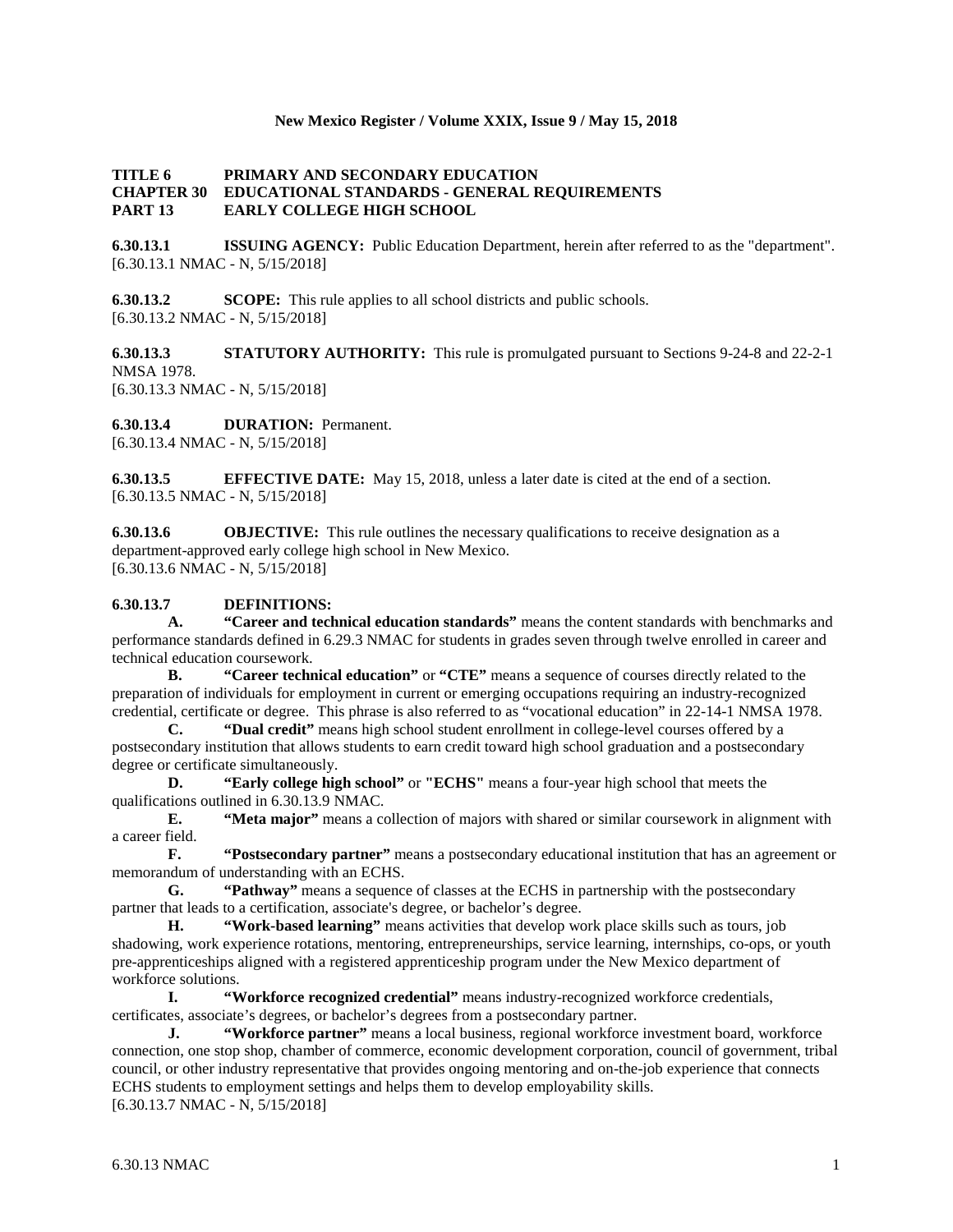**TITLE 6 PRIMARY AND SECONDARY EDUCATION**
**CHAPTER 30 EDUCATIONAL STANDARDS - GENERAL REQUIREMENTS**
**PART 13 EARLY COLLEGE HIGH SCHOOL**

**6.30.13.1 ISSUING AGENCY:** Public Education Department, herein after referred to as the "department".
[6.30.13.1 NMAC - N, 5/15/2018]

**6.30.13.2 SCOPE:** This rule applies to all school districts and public schools.
[6.30.13.2 NMAC - N, 5/15/2018]

**6.30.13.3 STATUTORY AUTHORITY:** This rule is promulgated pursuant to Sections 9-24-8 and 22-2-1 NMSA 1978.
[6.30.13.3 NMAC - N, 5/15/2018]

**6.30.13.4 DURATION:** Permanent.
[6.30.13.4 NMAC - N, 5/15/2018]

**6.30.13.5 EFFECTIVE DATE:** May 15, 2018, unless a later date is cited at the end of a section.
[6.30.13.5 NMAC - N, 5/15/2018]

**6.30.13.6 OBJECTIVE:** This rule outlines the necessary qualifications to receive designation as a department-approved early college high school in New Mexico.
[6.30.13.6 NMAC - N, 5/15/2018]

**6.30.13.7 DEFINITIONS:**

**A. "Career and technical education standards"** means the content standards with benchmarks and performance standards defined in 6.29.3 NMAC for students in grades seven through twelve enrolled in career and technical education coursework.

**B. "Career technical education"** or **"CTE"** means a sequence of courses directly related to the preparation of individuals for employment in current or emerging occupations requiring an industry-recognized credential, certificate or degree. This phrase is also referred to as "vocational education" in 22-14-1 NMSA 1978.

**C. "Dual credit"** means high school student enrollment in college-level courses offered by a postsecondary institution that allows students to earn credit toward high school graduation and a postsecondary degree or certificate simultaneously.

**D. "Early college high school"** or **"ECHS"** means a four-year high school that meets the qualifications outlined in 6.30.13.9 NMAC.

**E. "Meta major"** means a collection of majors with shared or similar coursework in alignment with a career field.

**F. "Postsecondary partner"** means a postsecondary educational institution that has an agreement or memorandum of understanding with an ECHS.

**G. "Pathway"** means a sequence of classes at the ECHS in partnership with the postsecondary partner that leads to a certification, associate's degree, or bachelor's degree.

**H. "Work-based learning"** means activities that develop work place skills such as tours, job shadowing, work experience rotations, mentoring, entrepreneurships, service learning, internships, co-ops, or youth pre-apprenticeships aligned with a registered apprenticeship program under the New Mexico department of workforce solutions.

**I. "Workforce recognized credential"** means industry-recognized workforce credentials, certificates, associate's degrees, or bachelor's degrees from a postsecondary partner.

**J. "Workforce partner"** means a local business, regional workforce investment board, workforce connection, one stop shop, chamber of commerce, economic development corporation, council of government, tribal council, or other industry representative that provides ongoing mentoring and on-the-job experience that connects ECHS students to employment settings and helps them to develop employability skills.
[6.30.13.7 NMAC - N, 5/15/2018]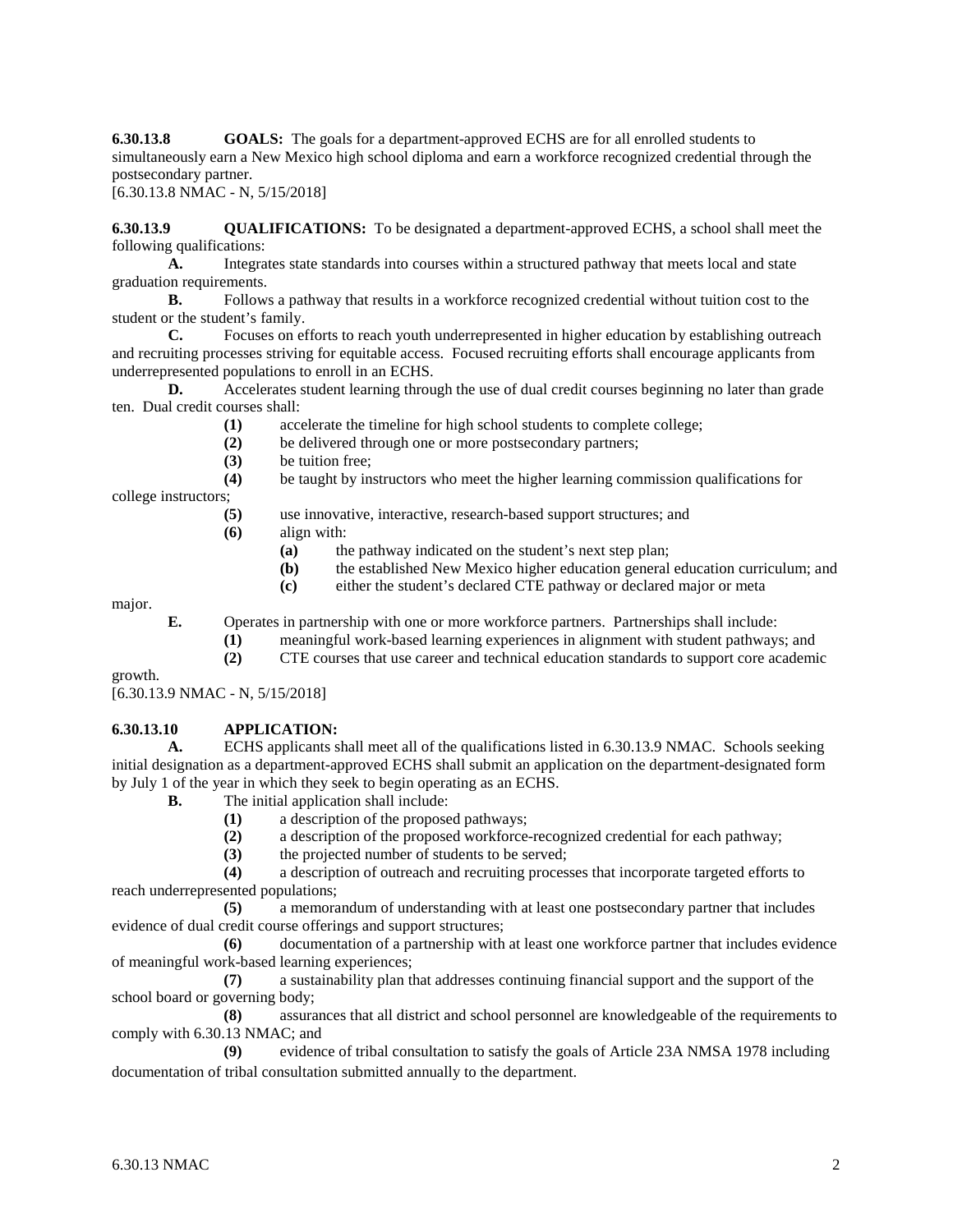**6.30.13.8 GOALS:** The goals for a department-approved ECHS are for all enrolled students to simultaneously earn a New Mexico high school diploma and earn a workforce recognized credential through the postsecondary partner.
[6.30.13.8 NMAC - N, 5/15/2018]

**6.30.13.9 QUALIFICATIONS:** To be designated a department-approved ECHS, a school shall meet the following qualifications:

**A.** Integrates state standards into courses within a structured pathway that meets local and state graduation requirements.

**B.** Follows a pathway that results in a workforce recognized credential without tuition cost to the student or the student's family.

**C.** Focuses on efforts to reach youth underrepresented in higher education by establishing outreach and recruiting processes striving for equitable access. Focused recruiting efforts shall encourage applicants from underrepresented populations to enroll in an ECHS.

**D.** Accelerates student learning through the use of dual credit courses beginning no later than grade ten. Dual credit courses shall:

**(1)** accelerate the timeline for high school students to complete college;

**(2)** be delivered through one or more postsecondary partners;

**(3)** be tuition free;

**(4)** be taught by instructors who meet the higher learning commission qualifications for college instructors;

**(5)** use innovative, interactive, research-based support structures; and

**(6)** align with:

**(a)** the pathway indicated on the student's next step plan;

**(b)** the established New Mexico higher education general education curriculum; and

**(c)** either the student's declared CTE pathway or declared major or meta major.

**E.** Operates in partnership with one or more workforce partners. Partnerships shall include:

**(1)** meaningful work-based learning experiences in alignment with student pathways; and

**(2)** CTE courses that use career and technical education standards to support core academic growth.

[6.30.13.9 NMAC - N, 5/15/2018]

**6.30.13.10 APPLICATION:**

**A.** ECHS applicants shall meet all of the qualifications listed in 6.30.13.9 NMAC. Schools seeking initial designation as a department-approved ECHS shall submit an application on the department-designated form by July 1 of the year in which they seek to begin operating as an ECHS.

**B.** The initial application shall include:

**(1)** a description of the proposed pathways;

**(2)** a description of the proposed workforce-recognized credential for each pathway;

**(3)** the projected number of students to be served;

**(4)** a description of outreach and recruiting processes that incorporate targeted efforts to reach underrepresented populations;

**(5)** a memorandum of understanding with at least one postsecondary partner that includes evidence of dual credit course offerings and support structures;

**(6)** documentation of a partnership with at least one workforce partner that includes evidence of meaningful work-based learning experiences;

**(7)** a sustainability plan that addresses continuing financial support and the support of the school board or governing body;

**(8)** assurances that all district and school personnel are knowledgeable of the requirements to comply with 6.30.13 NMAC; and

**(9)** evidence of tribal consultation to satisfy the goals of Article 23A NMSA 1978 including documentation of tribal consultation submitted annually to the department.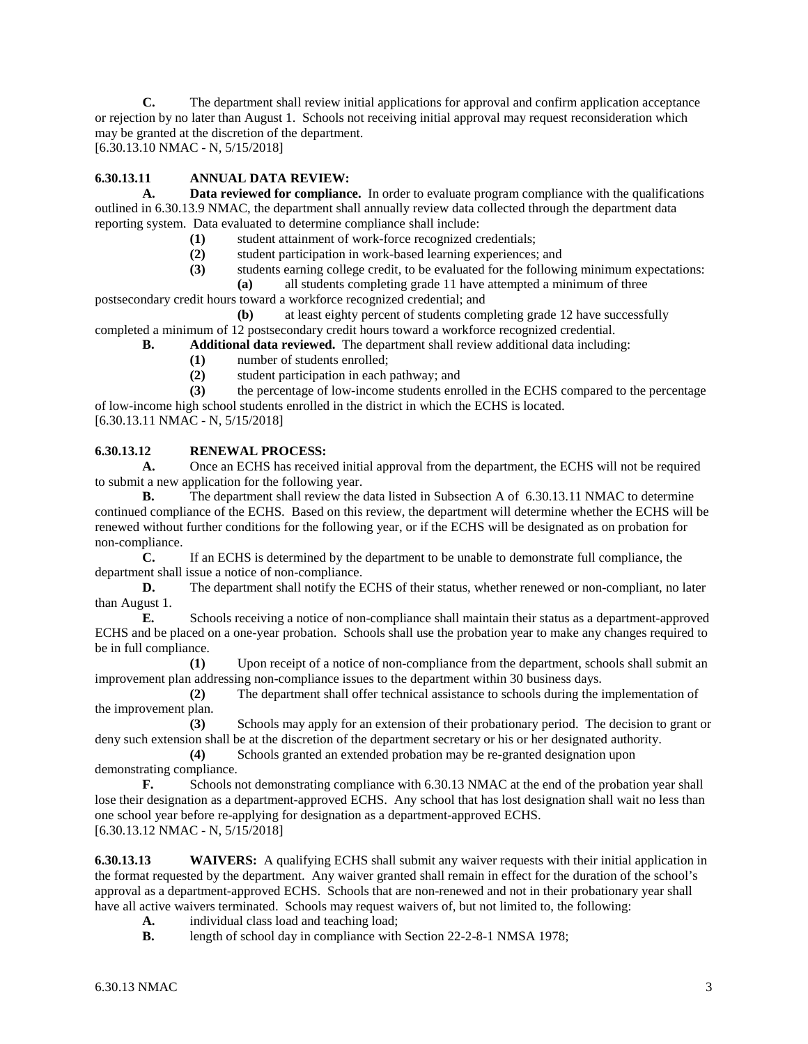**C.** The department shall review initial applications for approval and confirm application acceptance or rejection by no later than August 1. Schools not receiving initial approval may request reconsideration which may be granted at the discretion of the department.
[6.30.13.10 NMAC - N, 5/15/2018]

**6.30.13.11 ANNUAL DATA REVIEW:**

**A. Data reviewed for compliance.** In order to evaluate program compliance with the qualifications outlined in 6.30.13.9 NMAC, the department shall annually review data collected through the department data reporting system. Data evaluated to determine compliance shall include:

**(1)** student attainment of work-force recognized credentials;

**(2)** student participation in work-based learning experiences; and

**(3)** students earning college credit, to be evaluated for the following minimum expectations:

**(a)** all students completing grade 11 have attempted a minimum of three postsecondary credit hours toward a workforce recognized credential; and

**(b)** at least eighty percent of students completing grade 12 have successfully completed a minimum of 12 postsecondary credit hours toward a workforce recognized credential.

**B. Additional data reviewed.** The department shall review additional data including:

**(1)** number of students enrolled;

**(2)** student participation in each pathway; and

**(3)** the percentage of low-income students enrolled in the ECHS compared to the percentage of low-income high school students enrolled in the district in which the ECHS is located.
[6.30.13.11 NMAC - N, 5/15/2018]

**6.30.13.12 RENEWAL PROCESS:**

**A.** Once an ECHS has received initial approval from the department, the ECHS will not be required to submit a new application for the following year.

**B.** The department shall review the data listed in Subsection A of 6.30.13.11 NMAC to determine continued compliance of the ECHS. Based on this review, the department will determine whether the ECHS will be renewed without further conditions for the following year, or if the ECHS will be designated as on probation for non-compliance.

**C.** If an ECHS is determined by the department to be unable to demonstrate full compliance, the department shall issue a notice of non-compliance.

**D.** The department shall notify the ECHS of their status, whether renewed or non-compliant, no later than August 1.

**E.** Schools receiving a notice of non-compliance shall maintain their status as a department-approved ECHS and be placed on a one-year probation. Schools shall use the probation year to make any changes required to be in full compliance.

**(1)** Upon receipt of a notice of non-compliance from the department, schools shall submit an improvement plan addressing non-compliance issues to the department within 30 business days.

**(2)** The department shall offer technical assistance to schools during the implementation of the improvement plan.

**(3)** Schools may apply for an extension of their probationary period. The decision to grant or deny such extension shall be at the discretion of the department secretary or his or her designated authority.

**(4)** Schools granted an extended probation may be re-granted designation upon demonstrating compliance.

**F.** Schools not demonstrating compliance with 6.30.13 NMAC at the end of the probation year shall lose their designation as a department-approved ECHS. Any school that has lost designation shall wait no less than one school year before re-applying for designation as a department-approved ECHS.
[6.30.13.12 NMAC - N, 5/15/2018]

**6.30.13.13 WAIVERS:** A qualifying ECHS shall submit any waiver requests with their initial application in the format requested by the department. Any waiver granted shall remain in effect for the duration of the school's approval as a department-approved ECHS. Schools that are non-renewed and not in their probationary year shall have all active waivers terminated. Schools may request waivers of, but not limited to, the following:

**A.** individual class load and teaching load;

**B.** length of school day in compliance with Section 22-2-8-1 NMSA 1978;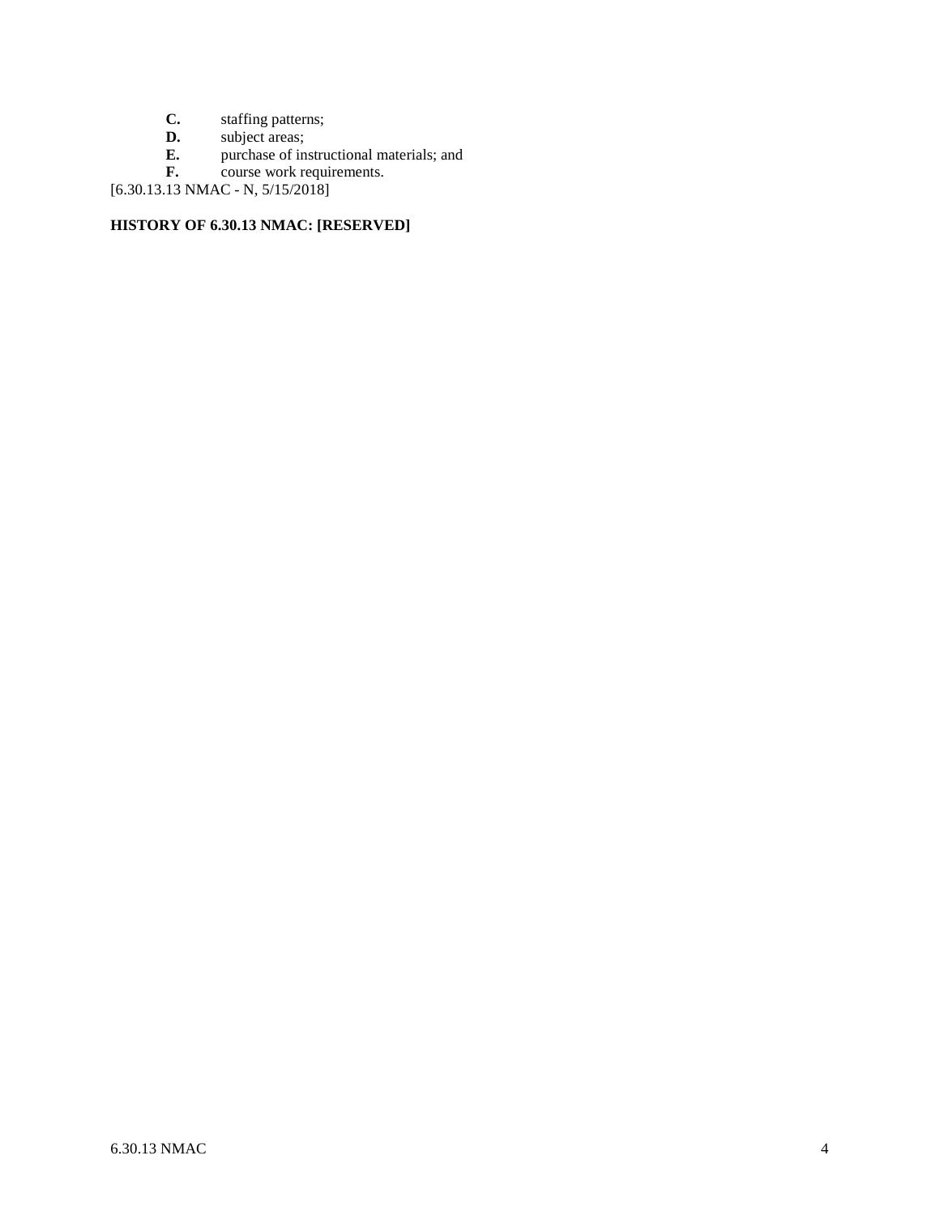**C.** staffing patterns;
**D.** subject areas;
**E.** purchase of instructional materials; and
**F.** course work requirements.

[6.30.13.13 NMAC - N, 5/15/2018]

**HISTORY OF 6.30.13 NMAC: [RESERVED]**